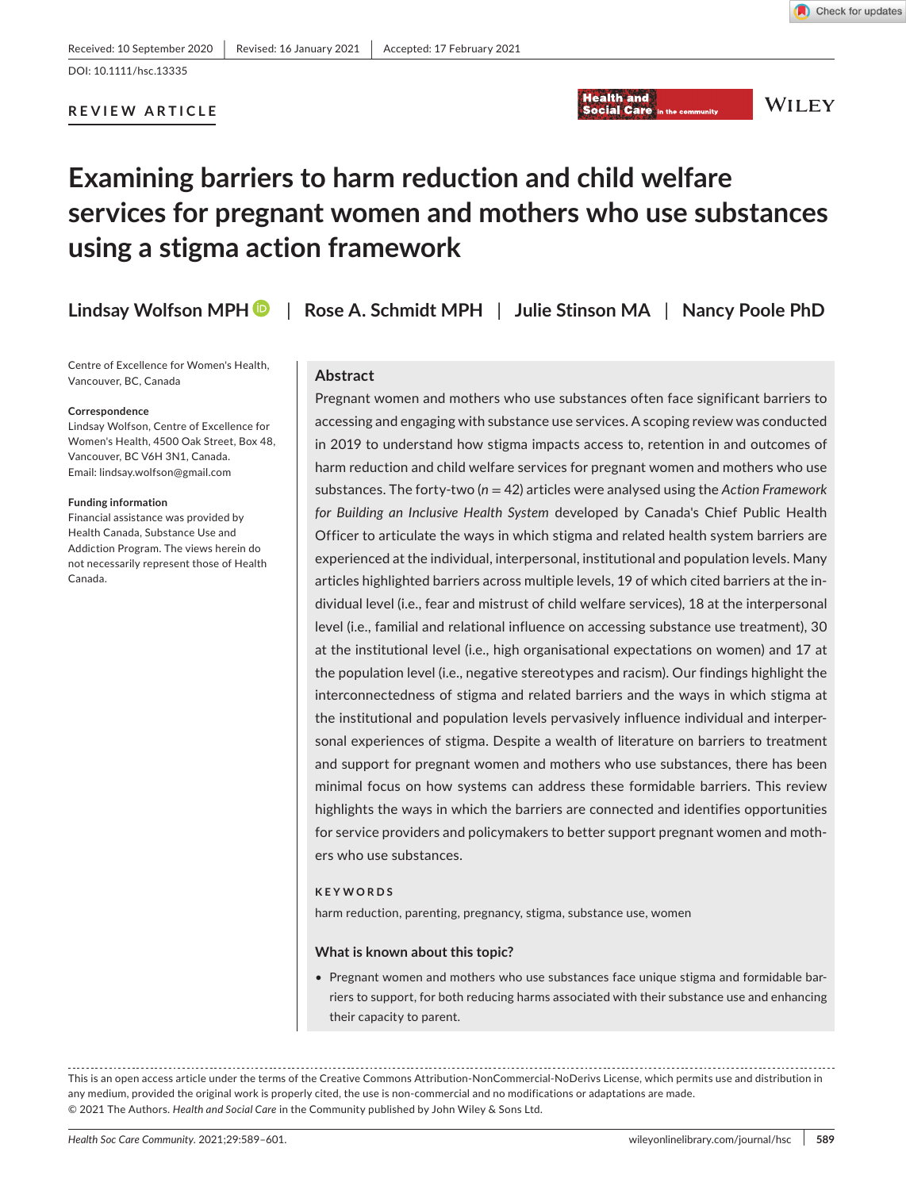Received: 10 September 2020 | Revised: 16 January 2021 | Accepted: 17 February 2021

DOI: 10.1111/hsc.13335

**REVIEW ARTICLE**

# Examining barriers to harm reduction and child welfare services for pregnant women and mothers who use substances using a stigma action framework

**Lindsay Wolfson MPH** | **Rose A. Schmidt MPH** | **Julie Stinson MA** | **Nancy Poole PhD**

Centre of Excellence for Women's Health, Vancouver, BC, Canada

**Correspondence**
Lindsay Wolfson, Centre of Excellence for Women's Health, 4500 Oak Street, Box 48, Vancouver, BC V6H 3N1, Canada.
Email: lindsay.wolfson@gmail.com

**Funding information**
Financial assistance was provided by Health Canada, Substance Use and Addiction Program. The views herein do not necessarily represent those of Health Canada.

## Abstract

Pregnant women and mothers who use substances often face significant barriers to accessing and engaging with substance use services. A scoping review was conducted in 2019 to understand how stigma impacts access to, retention in and outcomes of harm reduction and child welfare services for pregnant women and mothers who use substances. The forty-two ($n = 42$) articles were analysed using the *Action Framework for Building an Inclusive Health System* developed by Canada's Chief Public Health Officer to articulate the ways in which stigma and related health system barriers are experienced at the individual, interpersonal, institutional and population levels. Many articles highlighted barriers across multiple levels, 19 of which cited barriers at the individual level (i.e., fear and mistrust of child welfare services), 18 at the interpersonal level (i.e., familial and relational influence on accessing substance use treatment), 30 at the institutional level (i.e., high organisational expectations on women) and 17 at the population level (i.e., negative stereotypes and racism). Our findings highlight the interconnectedness of stigma and related barriers and the ways in which stigma at the institutional and population levels pervasively influence individual and interpersonal experiences of stigma. Despite a wealth of literature on barriers to treatment and support for pregnant women and mothers who use substances, there has been minimal focus on how systems can address these formidable barriers. This review highlights the ways in which the barriers are connected and identifies opportunities for service providers and policymakers to better support pregnant women and mothers who use substances.

**KEYWORDS**

harm reduction, parenting, pregnancy, stigma, substance use, women

### What is known about this topic?

- Pregnant women and mothers who use substances face unique stigma and formidable barriers to support, for both reducing harms associated with their substance use and enhancing their capacity to parent.

This is an open access article under the terms of the Creative Commons Attribution-NonCommercial-NoDerivs License, which permits use and distribution in any medium, provided the original work is properly cited, the use is non-commercial and no modifications or adaptations are made.
© 2021 The Authors. *Health and Social Care* in the Community published by John Wiley & Sons Ltd.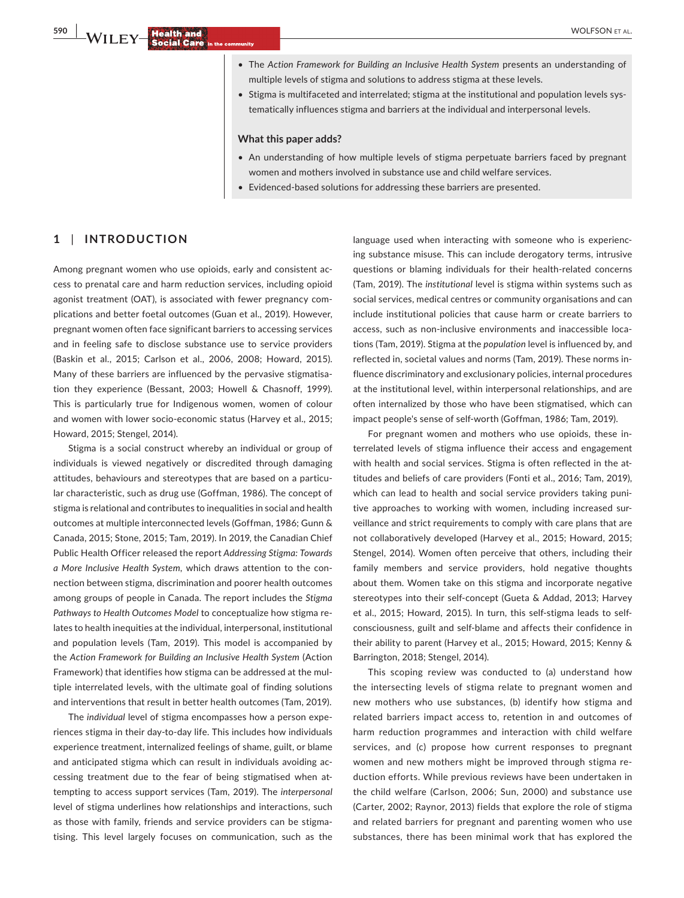- The *Action Framework for Building an Inclusive Health System* presents an understanding of multiple levels of stigma and solutions to address stigma at these levels.
- Stigma is multifaceted and interrelated; stigma at the institutional and population levels systematically influences stigma and barriers at the individual and interpersonal levels.

**What this paper adds?**

- An understanding of how multiple levels of stigma perpetuate barriers faced by pregnant women and mothers involved in substance use and child welfare services.
- Evidenced-based solutions for addressing these barriers are presented.

## 1 | INTRODUCTION

Among pregnant women who use opioids, early and consistent access to prenatal care and harm reduction services, including opioid agonist treatment (OAT), is associated with fewer pregnancy complications and better foetal outcomes (Guan et al., 2019). However, pregnant women often face significant barriers to accessing services and in feeling safe to disclose substance use to service providers (Baskin et al., 2015; Carlson et al., 2006, 2008; Howard, 2015). Many of these barriers are influenced by the pervasive stigmatisation they experience (Bessant, 2003; Howell & Chasnoff, 1999). This is particularly true for Indigenous women, women of colour and women with lower socio-economic status (Harvey et al., 2015; Howard, 2015; Stengel, 2014).

Stigma is a social construct whereby an individual or group of individuals is viewed negatively or discredited through damaging attitudes, behaviours and stereotypes that are based on a particular characteristic, such as drug use (Goffman, 1986). The concept of stigma is relational and contributes to inequalities in social and health outcomes at multiple interconnected levels (Goffman, 1986; Gunn & Canada, 2015; Stone, 2015; Tam, 2019). In 2019, the Canadian Chief Public Health Officer released the report *Addressing Stigma: Towards a More Inclusive Health System*, which draws attention to the connection between stigma, discrimination and poorer health outcomes among groups of people in Canada. The report includes the *Stigma Pathways to Health Outcomes Model* to conceptualize how stigma relates to health inequities at the individual, interpersonal, institutional and population levels (Tam, 2019). This model is accompanied by the *Action Framework for Building an Inclusive Health System* (Action Framework) that identifies how stigma can be addressed at the multiple interrelated levels, with the ultimate goal of finding solutions and interventions that result in better health outcomes (Tam, 2019).

The *individual* level of stigma encompasses how a person experiences stigma in their day-to-day life. This includes how individuals experience treatment, internalized feelings of shame, guilt, or blame and anticipated stigma which can result in individuals avoiding accessing treatment due to the fear of being stigmatised when attempting to access support services (Tam, 2019). The *interpersonal* level of stigma underlines how relationships and interactions, such as those with family, friends and service providers can be stigmatising. This level largely focuses on communication, such as the language used when interacting with someone who is experiencing substance misuse. This can include derogatory terms, intrusive questions or blaming individuals for their health-related concerns (Tam, 2019). The *institutional* level is stigma within systems such as social services, medical centres or community organisations and can include institutional policies that cause harm or create barriers to access, such as non-inclusive environments and inaccessible locations (Tam, 2019). Stigma at the *population* level is influenced by, and reflected in, societal values and norms (Tam, 2019). These norms influence discriminatory and exclusionary policies, internal procedures at the institutional level, within interpersonal relationships, and are often internalized by those who have been stigmatised, which can impact people's sense of self-worth (Goffman, 1986; Tam, 2019).

For pregnant women and mothers who use opioids, these interrelated levels of stigma influence their access and engagement with health and social services. Stigma is often reflected in the attitudes and beliefs of care providers (Fonti et al., 2016; Tam, 2019), which can lead to health and social service providers taking punitive approaches to working with women, including increased surveillance and strict requirements to comply with care plans that are not collaboratively developed (Harvey et al., 2015; Howard, 2015; Stengel, 2014). Women often perceive that others, including their family members and service providers, hold negative thoughts about them. Women take on this stigma and incorporate negative stereotypes into their self-concept (Gueta & Addad, 2013; Harvey et al., 2015; Howard, 2015). In turn, this self-stigma leads to self-consciousness, guilt and self-blame and affects their confidence in their ability to parent (Harvey et al., 2015; Howard, 2015; Kenny & Barrington, 2018; Stengel, 2014).

This scoping review was conducted to (a) understand how the intersecting levels of stigma relate to pregnant women and new mothers who use substances, (b) identify how stigma and related barriers impact access to, retention in and outcomes of harm reduction programmes and interaction with child welfare services, and (c) propose how current responses to pregnant women and new mothers might be improved through stigma reduction efforts. While previous reviews have been undertaken in the child welfare (Carlson, 2006; Sun, 2000) and substance use (Carter, 2002; Raynor, 2013) fields that explore the role of stigma and related barriers for pregnant and parenting women who use substances, there has been minimal work that has explored the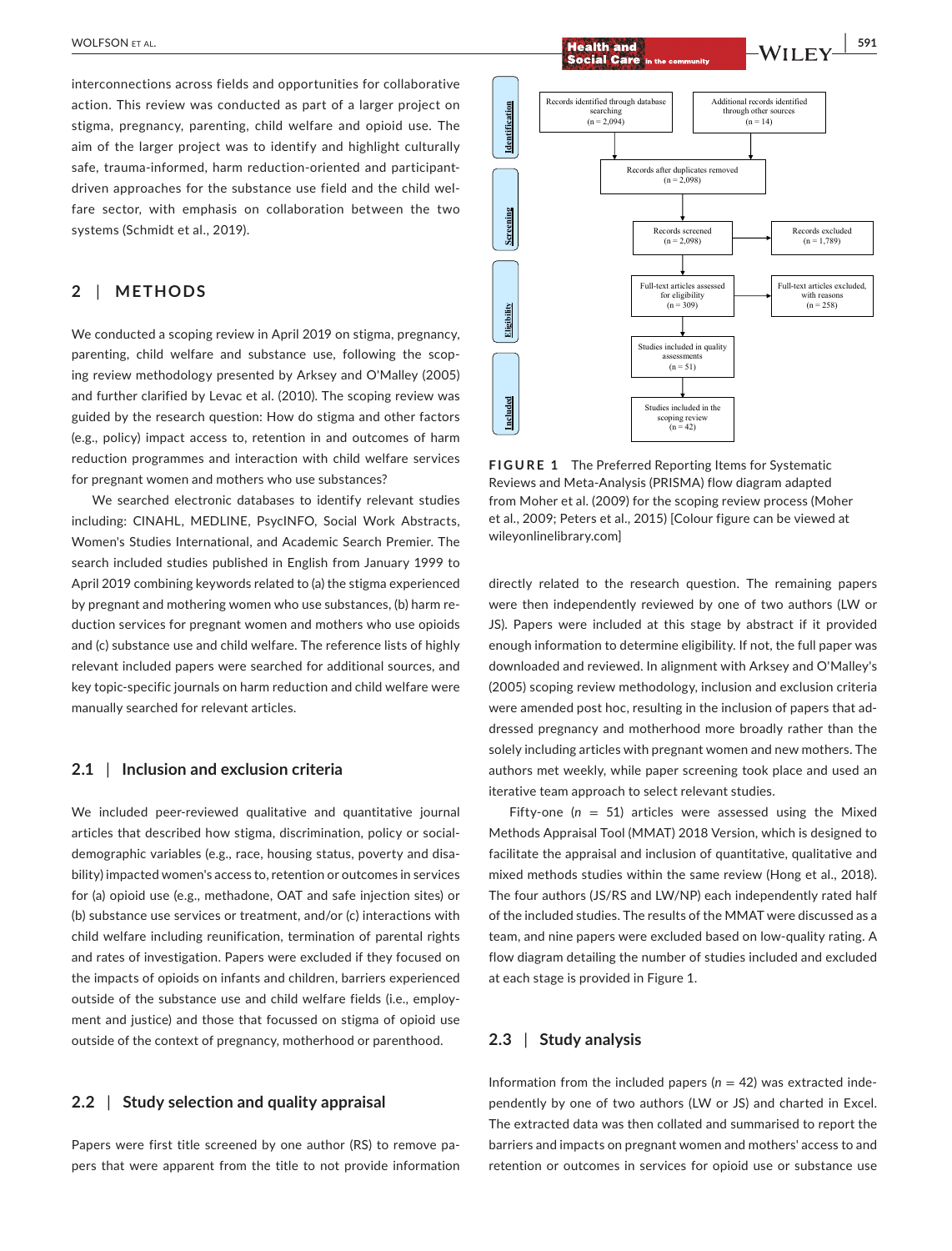interconnections across fields and opportunities for collaborative action. This review was conducted as part of a larger project on stigma, pregnancy, parenting, child welfare and opioid use. The aim of the larger project was to identify and highlight culturally safe, trauma-informed, harm reduction-oriented and participant-driven approaches for the substance use field and the child welfare sector, with emphasis on collaboration between the two systems (Schmidt et al., 2019).

## 2 | METHODS

We conducted a scoping review in April 2019 on stigma, pregnancy, parenting, child welfare and substance use, following the scoping review methodology presented by Arksey and O'Malley (2005) and further clarified by Levac et al. (2010). The scoping review was guided by the research question: How do stigma and other factors (e.g., policy) impact access to, retention in and outcomes of harm reduction programmes and interaction with child welfare services for pregnant women and mothers who use substances?

We searched electronic databases to identify relevant studies including: CINAHL, MEDLINE, PsycINFO, Social Work Abstracts, Women's Studies International, and Academic Search Premier. The search included studies published in English from January 1999 to April 2019 combining keywords related to (a) the stigma experienced by pregnant and mothering women who use substances, (b) harm reduction services for pregnant women and mothers who use opioids and (c) substance use and child welfare. The reference lists of highly relevant included papers were searched for additional sources, and key topic-specific journals on harm reduction and child welfare were manually searched for relevant articles.

### 2.1 | Inclusion and exclusion criteria

We included peer-reviewed qualitative and quantitative journal articles that described how stigma, discrimination, policy or social-demographic variables (e.g., race, housing status, poverty and disability) impacted women's access to, retention or outcomes in services for (a) opioid use (e.g., methadone, OAT and safe injection sites) or (b) substance use services or treatment, and/or (c) interactions with child welfare including reunification, termination of parental rights and rates of investigation. Papers were excluded if they focused on the impacts of opioids on infants and children, barriers experienced outside of the substance use and child welfare fields (i.e., employment and justice) and those that focussed on stigma of opioid use outside of the context of pregnancy, motherhood or parenthood.

### 2.2 | Study selection and quality appraisal

Papers were first title screened by one author (RS) to remove papers that were apparent from the title to not provide information directly related to the research question. The remaining papers were then independently reviewed by one of two authors (LW or JS). Papers were included at this stage by abstract if it provided enough information to determine eligibility. If not, the full paper was downloaded and reviewed. In alignment with Arksey and O'Malley's (2005) scoping review methodology, inclusion and exclusion criteria were amended post hoc, resulting in the inclusion of papers that addressed pregnancy and motherhood more broadly rather than the solely including articles with pregnant women and new mothers. The authors met weekly, while paper screening took place and used an iterative team approach to select relevant studies.

Fifty-one ($n = 51$) articles were assessed using the Mixed Methods Appraisal Tool (MMAT) 2018 Version, which is designed to facilitate the appraisal and inclusion of quantitative, qualitative and mixed methods studies within the same review (Hong et al., 2018). The four authors (JS/RS and LW/NP) each independently rated half of the included studies. The results of the MMAT were discussed as a team, and nine papers were excluded based on low-quality rating. A flow diagram detailing the number of studies included and excluded at each stage is provided in Figure 1.

**Identification**
- Records identified through database searching (n = 2,094)
- Additional records identified through other sources (n = 14)
- Records after duplicates removed (n = 2,098)

**Screening**
- Records screened (n = 2,098)
- Records excluded (n = 1,789)

**Eligibility**
- Full-text articles assessed for eligibility (n = 309)
- Full-text articles excluded, with reasons (n = 258)
- Studies included in quality assessments (n = 51)

**Included**
- Studies included in the scoping review (n = 42)

**FIGURE 1** The Preferred Reporting Items for Systematic Reviews and Meta-Analysis (PRISMA) flow diagram adapted from Moher et al. (2009) for the scoping review process (Moher et al., 2009; Peters et al., 2015) [Colour figure can be viewed at wileyonlinelibrary.com]

### 2.3 | Study analysis

Information from the included papers ($n = 42$) was extracted independently by one of two authors (LW or JS) and charted in Excel. The extracted data was then collated and summarised to report the barriers and impacts on pregnant women and mothers' access to and retention or outcomes in services for opioid use or substance use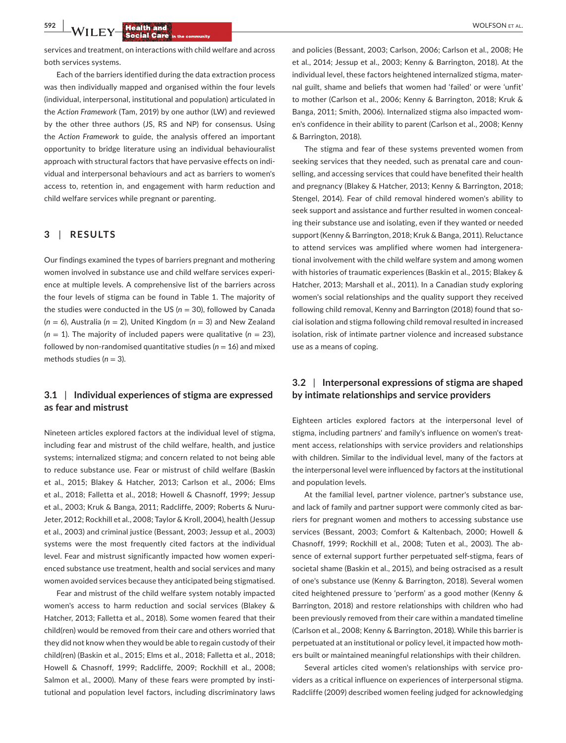services and treatment, on interactions with child welfare and across both services systems.

Each of the barriers identified during the data extraction process was then individually mapped and organised within the four levels (individual, interpersonal, institutional and population) articulated in the *Action Framework* (Tam, 2019) by one author (LW) and reviewed by the other three authors (JS, RS and NP) for consensus. Using the *Action Framework* to guide, the analysis offered an important opportunity to bridge literature using an individual behaviouralist approach with structural factors that have pervasive effects on individual and interpersonal behaviours and act as barriers to women's access to, retention in, and engagement with harm reduction and child welfare services while pregnant or parenting.

## 3 | RESULTS

Our findings examined the types of barriers pregnant and mothering women involved in substance use and child welfare services experience at multiple levels. A comprehensive list of the barriers across the four levels of stigma can be found in Table 1. The majority of the studies were conducted in the US ($n = 30$), followed by Canada ($n = 6$), Australia ($n = 2$), United Kingdom ($n = 3$) and New Zealand ($n = 1$). The majority of included papers were qualitative ($n = 23$), followed by non-randomised quantitative studies ($n = 16$) and mixed methods studies ($n = 3$).

### 3.1 | Individual experiences of stigma are expressed as fear and mistrust

Nineteen articles explored factors at the individual level of stigma, including fear and mistrust of the child welfare, health, and justice systems; internalized stigma; and concern related to not being able to reduce substance use. Fear or mistrust of child welfare (Baskin et al., 2015; Blakey & Hatcher, 2013; Carlson et al., 2006; Elms et al., 2018; Falletta et al., 2018; Howell & Chasnoff, 1999; Jessup et al., 2003; Kruk & Banga, 2011; Radcliffe, 2009; Roberts & Nuru-Jeter, 2012; Rockhill et al., 2008; Taylor & Kroll, 2004), health (Jessup et al., 2003) and criminal justice (Bessant, 2003; Jessup et al., 2003) systems were the most frequently cited factors at the individual level. Fear and mistrust significantly impacted how women experienced substance use treatment, health and social services and many women avoided services because they anticipated being stigmatised.

Fear and mistrust of the child welfare system notably impacted women's access to harm reduction and social services (Blakey & Hatcher, 2013; Falletta et al., 2018). Some women feared that their child(ren) would be removed from their care and others worried that they did not know when they would be able to regain custody of their child(ren) (Baskin et al., 2015; Elms et al., 2018; Falletta et al., 2018; Howell & Chasnoff, 1999; Radcliffe, 2009; Rockhill et al., 2008; Salmon et al., 2000). Many of these fears were prompted by institutional and population level factors, including discriminatory laws and policies (Bessant, 2003; Carlson, 2006; Carlson et al., 2008; He et al., 2014; Jessup et al., 2003; Kenny & Barrington, 2018). At the individual level, these factors heightened internalized stigma, maternal guilt, shame and beliefs that women had 'failed' or were 'unfit' to mother (Carlson et al., 2006; Kenny & Barrington, 2018; Kruk & Banga, 2011; Smith, 2006). Internalized stigma also impacted women's confidence in their ability to parent (Carlson et al., 2008; Kenny & Barrington, 2018).

The stigma and fear of these systems prevented women from seeking services that they needed, such as prenatal care and counselling, and accessing services that could have benefited their health and pregnancy (Blakey & Hatcher, 2013; Kenny & Barrington, 2018; Stengel, 2014). Fear of child removal hindered women's ability to seek support and assistance and further resulted in women concealing their substance use and isolating, even if they wanted or needed support (Kenny & Barrington, 2018; Kruk & Banga, 2011). Reluctance to attend services was amplified where women had intergenerational involvement with the child welfare system and among women with histories of traumatic experiences (Baskin et al., 2015; Blakey & Hatcher, 2013; Marshall et al., 2011). In a Canadian study exploring women's social relationships and the quality support they received following child removal, Kenny and Barrington (2018) found that social isolation and stigma following child removal resulted in increased isolation, risk of intimate partner violence and increased substance use as a means of coping.

### 3.2 | Interpersonal expressions of stigma are shaped by intimate relationships and service providers

Eighteen articles explored factors at the interpersonal level of stigma, including partners' and family's influence on women's treatment access, relationships with service providers and relationships with children. Similar to the individual level, many of the factors at the interpersonal level were influenced by factors at the institutional and population levels.

At the familial level, partner violence, partner's substance use, and lack of family and partner support were commonly cited as barriers for pregnant women and mothers to accessing substance use services (Bessant, 2003; Comfort & Kaltenbach, 2000; Howell & Chasnoff, 1999; Rockhill et al., 2008; Tuten et al., 2003). The absence of external support further perpetuated self-stigma, fears of societal shame (Baskin et al., 2015), and being ostracised as a result of one's substance use (Kenny & Barrington, 2018). Several women cited heightened pressure to 'perform' as a good mother (Kenny & Barrington, 2018) and restore relationships with children who had been previously removed from their care within a mandated timeline (Carlson et al., 2008; Kenny & Barrington, 2018). While this barrier is perpetuated at an institutional or policy level, it impacted how mothers built or maintained meaningful relationships with their children.

Several articles cited women's relationships with service providers as a critical influence on experiences of interpersonal stigma. Radcliffe (2009) described women feeling judged for acknowledging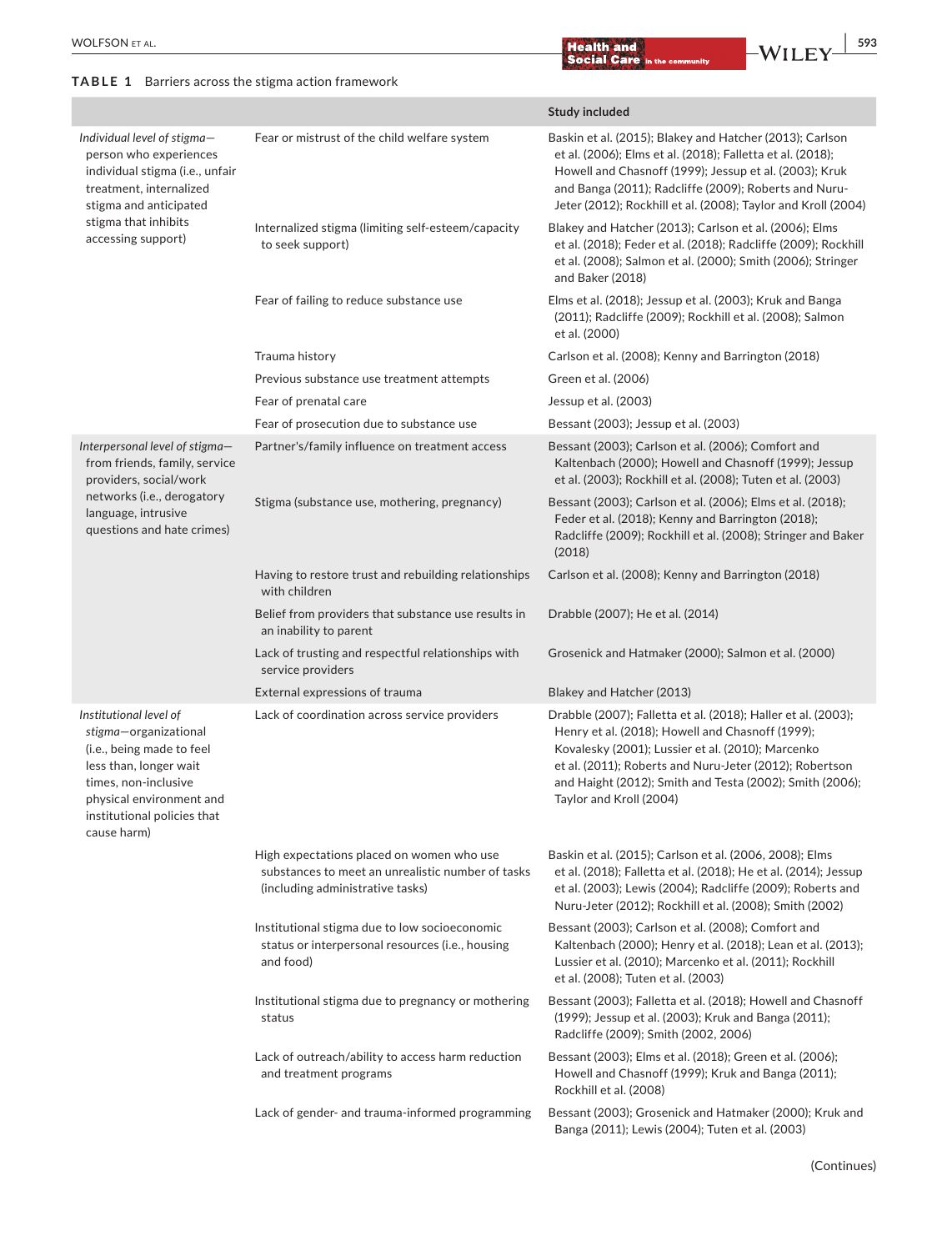**TABLE 1** Barriers across the stigma action framework

| | | Study included |
|---|---|---|
| *Individual level of stigma*—person who experiences individual stigma (i.e., unfair treatment, internalized stigma and anticipated stigma that inhibits accessing support) | Fear or mistrust of the child welfare system | Baskin et al. (2015); Blakey and Hatcher (2013); Carlson et al. (2006); Elms et al. (2018); Falletta et al. (2018); Howell and Chasnoff (1999); Jessup et al. (2003); Kruk and Banga (2011); Radcliffe (2009); Roberts and Nuru-Jeter (2012); Rockhill et al. (2008); Taylor and Kroll (2004) |
| | Internalized stigma (limiting self-esteem/capacity to seek support) | Blakey and Hatcher (2013); Carlson et al. (2006); Elms et al. (2018); Feder et al. (2018); Radcliffe (2009); Rockhill et al. (2008); Salmon et al. (2000); Smith (2006); Stringer and Baker (2018) |
| | Fear of failing to reduce substance use | Elms et al. (2018); Jessup et al. (2003); Kruk and Banga (2011); Radcliffe (2009); Rockhill et al. (2008); Salmon et al. (2000) |
| | Trauma history | Carlson et al. (2008); Kenny and Barrington (2018) |
| | Previous substance use treatment attempts | Green et al. (2006) |
| | Fear of prenatal care | Jessup et al. (2003) |
| | Fear of prosecution due to substance use | Bessant (2003); Jessup et al. (2003) |
| *Interpersonal level of stigma*—from friends, family, service providers, social/work networks (i.e., derogatory language, intrusive questions and hate crimes) | Partner's/family influence on treatment access | Bessant (2003); Carlson et al. (2006); Comfort and Kaltenbach (2000); Howell and Chasnoff (1999); Jessup et al. (2003); Rockhill et al. (2008); Tuten et al. (2003) |
| | Stigma (substance use, mothering, pregnancy) | Bessant (2003); Carlson et al. (2006); Elms et al. (2018); Feder et al. (2018); Kenny and Barrington (2018); Radcliffe (2009); Rockhill et al. (2008); Stringer and Baker (2018) |
| | Having to restore trust and rebuilding relationships with children | Carlson et al. (2008); Kenny and Barrington (2018) |
| | Belief from providers that substance use results in an inability to parent | Drabble (2007); He et al. (2014) |
| | Lack of trusting and respectful relationships with service providers | Grosenick and Hatmaker (2000); Salmon et al. (2000) |
| | External expressions of trauma | Blakey and Hatcher (2013) |
| *Institutional level of stigma*—organizational (i.e., being made to feel less than, longer wait times, non-inclusive physical environment and institutional policies that cause harm) | Lack of coordination across service providers | Drabble (2007); Falletta et al. (2018); Haller et al. (2003); Henry et al. (2018); Howell and Chasnoff (1999); Kovalesky (2001); Lussier et al. (2010); Marcenko et al. (2011); Roberts and Nuru-Jeter (2012); Robertson and Haight (2012); Smith and Testa (2002); Smith (2006); Taylor and Kroll (2004) |
| | High expectations placed on women who use substances to meet an unrealistic number of tasks (including administrative tasks) | Baskin et al. (2015); Carlson et al. (2006, 2008); Elms et al. (2018); Falletta et al. (2018); He et al. (2014); Jessup et al. (2003); Lewis (2004); Radcliffe (2009); Roberts and Nuru-Jeter (2012); Rockhill et al. (2008); Smith (2002) |
| | Institutional stigma due to low socioeconomic status or interpersonal resources (i.e., housing and food) | Bessant (2003); Carlson et al. (2008); Comfort and Kaltenbach (2000); Henry et al. (2018); Lean et al. (2013); Lussier et al. (2010); Marcenko et al. (2011); Rockhill et al. (2008); Tuten et al. (2003) |
| | Institutional stigma due to pregnancy or mothering status | Bessant (2003); Falletta et al. (2018); Howell and Chasnoff (1999); Jessup et al. (2003); Kruk and Banga (2011); Radcliffe (2009); Smith (2002, 2006) |
| | Lack of outreach/ability to access harm reduction and treatment programs | Bessant (2003); Elms et al. (2018); Green et al. (2006); Howell and Chasnoff (1999); Kruk and Banga (2011); Rockhill et al. (2008) |
| | Lack of gender- and trauma-informed programming | Bessant (2003); Grosenick and Hatmaker (2000); Kruk and Banga (2011); Lewis (2004); Tuten et al. (2003) |

(Continues)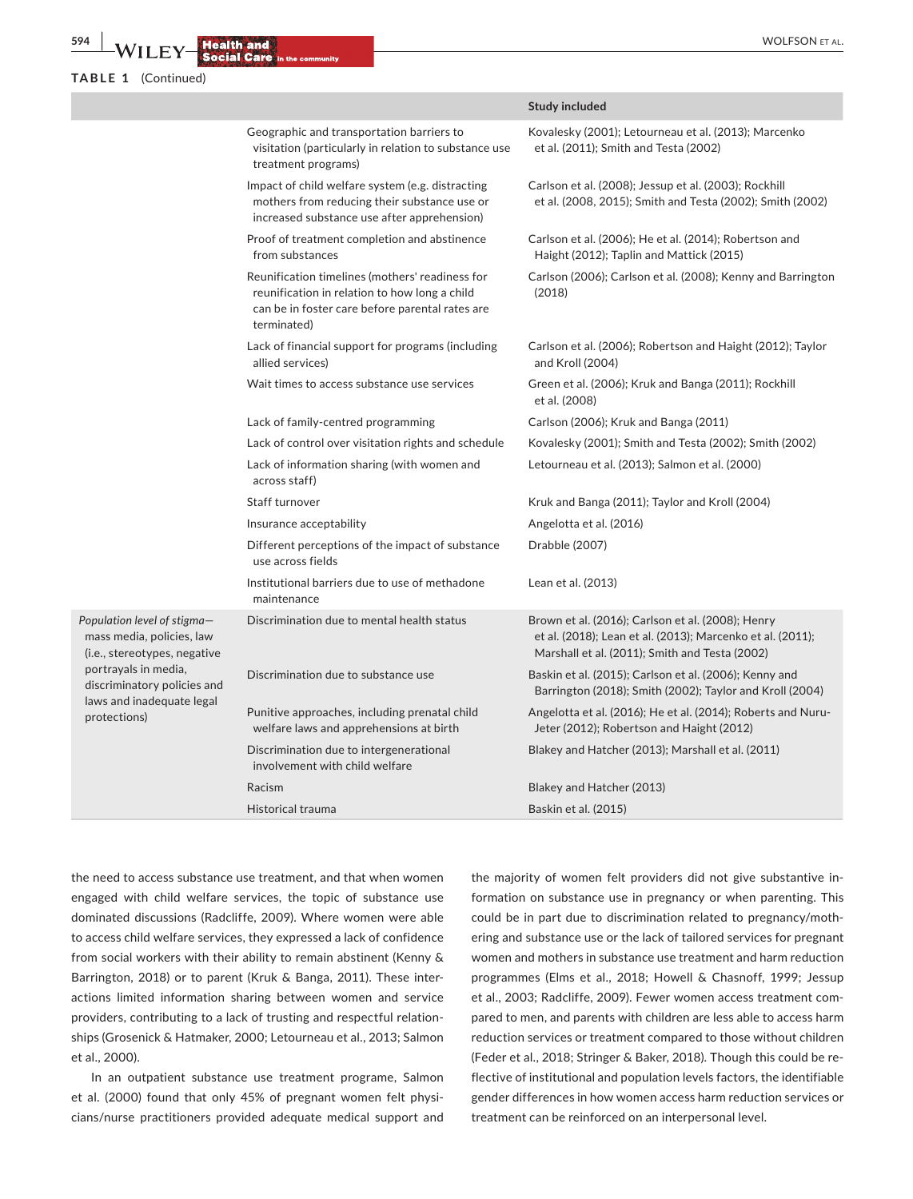**TABLE 1** (Continued)

| | | Study included |
|---|---|---|
| | Geographic and transportation barriers to visitation (particularly in relation to substance use treatment programs) | Kovalesky (2001); Letourneau et al. (2013); Marcenko et al. (2011); Smith and Testa (2002) |
| | Impact of child welfare system (e.g. distracting mothers from reducing their substance use or increased substance use after apprehension) | Carlson et al. (2008); Jessup et al. (2003); Rockhill et al. (2008, 2015); Smith and Testa (2002); Smith (2002) |
| | Proof of treatment completion and abstinence from substances | Carlson et al. (2006); He et al. (2014); Robertson and Haight (2012); Taplin and Mattick (2015) |
| | Reunification timelines (mothers' readiness for reunification in relation to how long a child can be in foster care before parental rates are terminated) | Carlson (2006); Carlson et al. (2008); Kenny and Barrington (2018) |
| | Lack of financial support for programs (including allied services) | Carlson et al. (2006); Robertson and Haight (2012); Taylor and Kroll (2004) |
| | Wait times to access substance use services | Green et al. (2006); Kruk and Banga (2011); Rockhill et al. (2008) |
| | Lack of family-centred programming | Carlson (2006); Kruk and Banga (2011) |
| | Lack of control over visitation rights and schedule | Kovalesky (2001); Smith and Testa (2002); Smith (2002) |
| | Lack of information sharing (with women and across staff) | Letourneau et al. (2013); Salmon et al. (2000) |
| | Staff turnover | Kruk and Banga (2011); Taylor and Kroll (2004) |
| | Insurance acceptability | Angelotta et al. (2016) |
| | Different perceptions of the impact of substance use across fields | Drabble (2007) |
| | Institutional barriers due to use of methadone maintenance | Lean et al. (2013) |
| *Population level of stigma—mass media, policies, law (i.e., stereotypes, negative portrayals in media, discriminatory policies and laws and inadequate legal protections)* | Discrimination due to mental health status | Brown et al. (2016); Carlson et al. (2008); Henry et al. (2018); Lean et al. (2013); Marcenko et al. (2011); Marshall et al. (2011); Smith and Testa (2002) |
| | Discrimination due to substance use | Baskin et al. (2015); Carlson et al. (2006); Kenny and Barrington (2018); Smith (2002); Taylor and Kroll (2004) |
| | Punitive approaches, including prenatal child welfare laws and apprehensions at birth | Angelotta et al. (2016); He et al. (2014); Roberts and Nuru-Jeter (2012); Robertson and Haight (2012) |
| | Discrimination due to intergenerational involvement with child welfare | Blakey and Hatcher (2013); Marshall et al. (2011) |
| | Racism | Blakey and Hatcher (2013) |
| | Historical trauma | Baskin et al. (2015) |

the need to access substance use treatment, and that when women engaged with child welfare services, the topic of substance use dominated discussions (Radcliffe, 2009). Where women were able to access child welfare services, they expressed a lack of confidence from social workers with their ability to remain abstinent (Kenny & Barrington, 2018) or to parent (Kruk & Banga, 2011). These interactions limited information sharing between women and service providers, contributing to a lack of trusting and respectful relationships (Grosenick & Hatmaker, 2000; Letourneau et al., 2013; Salmon et al., 2000).

In an outpatient substance use treatment programe, Salmon et al. (2000) found that only 45% of pregnant women felt physicians/nurse practitioners provided adequate medical support and the majority of women felt providers did not give substantive information on substance use in pregnancy or when parenting. This could be in part due to discrimination related to pregnancy/mothering and substance use or the lack of tailored services for pregnant women and mothers in substance use treatment and harm reduction programmes (Elms et al., 2018; Howell & Chasnoff, 1999; Jessup et al., 2003; Radcliffe, 2009). Fewer women access treatment compared to men, and parents with children are less able to access harm reduction services or treatment compared to those without children (Feder et al., 2018; Stringer & Baker, 2018). Though this could be reflective of institutional and population levels factors, the identifiable gender differences in how women access harm reduction services or treatment can be reinforced on an interpersonal level.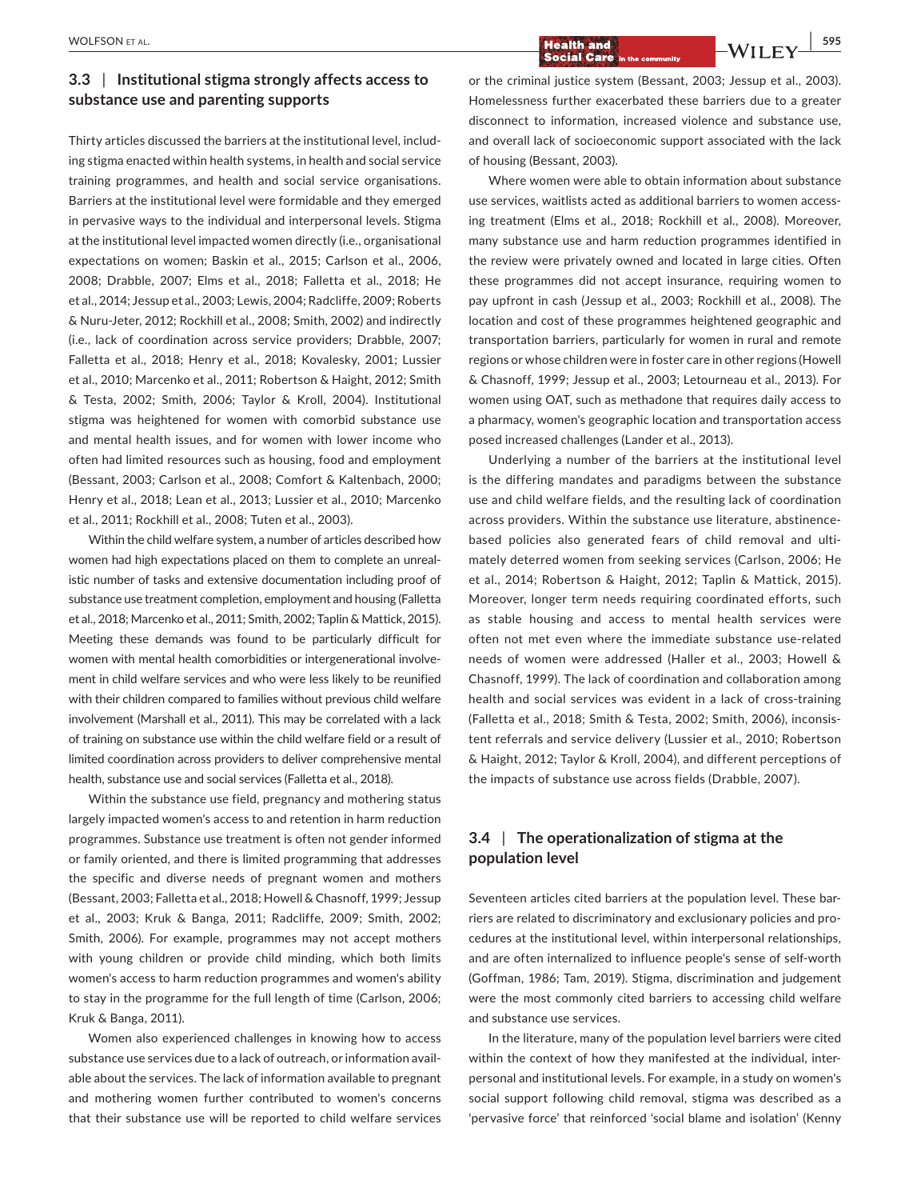### 3.3 | Institutional stigma strongly affects access to substance use and parenting supports

Thirty articles discussed the barriers at the institutional level, including stigma enacted within health systems, in health and social service training programmes, and health and social service organisations. Barriers at the institutional level were formidable and they emerged in pervasive ways to the individual and interpersonal levels. Stigma at the institutional level impacted women directly (i.e., organisational expectations on women; Baskin et al., 2015; Carlson et al., 2006, 2008; Drabble, 2007; Elms et al., 2018; Falletta et al., 2018; He et al., 2014; Jessup et al., 2003; Lewis, 2004; Radcliffe, 2009; Roberts & Nuru-Jeter, 2012; Rockhill et al., 2008; Smith, 2002) and indirectly (i.e., lack of coordination across service providers; Drabble, 2007; Falletta et al., 2018; Henry et al., 2018; Kovalesky, 2001; Lussier et al., 2010; Marcenko et al., 2011; Robertson & Haight, 2012; Smith & Testa, 2002; Smith, 2006; Taylor & Kroll, 2004). Institutional stigma was heightened for women with comorbid substance use and mental health issues, and for women with lower income who often had limited resources such as housing, food and employment (Bessant, 2003; Carlson et al., 2008; Comfort & Kaltenbach, 2000; Henry et al., 2018; Lean et al., 2013; Lussier et al., 2010; Marcenko et al., 2011; Rockhill et al., 2008; Tuten et al., 2003).

Within the child welfare system, a number of articles described how women had high expectations placed on them to complete an unrealistic number of tasks and extensive documentation including proof of substance use treatment completion, employment and housing (Falletta et al., 2018; Marcenko et al., 2011; Smith, 2002; Taplin & Mattick, 2015). Meeting these demands was found to be particularly difficult for women with mental health comorbidities or intergenerational involvement in child welfare services and who were less likely to be reunified with their children compared to families without previous child welfare involvement (Marshall et al., 2011). This may be correlated with a lack of training on substance use within the child welfare field or a result of limited coordination across providers to deliver comprehensive mental health, substance use and social services (Falletta et al., 2018).

Within the substance use field, pregnancy and mothering status largely impacted women's access to and retention in harm reduction programmes. Substance use treatment is often not gender informed or family oriented, and there is limited programming that addresses the specific and diverse needs of pregnant women and mothers (Bessant, 2003; Falletta et al., 2018; Howell & Chasnoff, 1999; Jessup et al., 2003; Kruk & Banga, 2011; Radcliffe, 2009; Smith, 2002; Smith, 2006). For example, programmes may not accept mothers with young children or provide child minding, which both limits women's access to harm reduction programmes and women's ability to stay in the programme for the full length of time (Carlson, 2006; Kruk & Banga, 2011).

Women also experienced challenges in knowing how to access substance use services due to a lack of outreach, or information available about the services. The lack of information available to pregnant and mothering women further contributed to women's concerns that their substance use will be reported to child welfare services or the criminal justice system (Bessant, 2003; Jessup et al., 2003). Homelessness further exacerbated these barriers due to a greater disconnect to information, increased violence and substance use, and overall lack of socioeconomic support associated with the lack of housing (Bessant, 2003).

Where women were able to obtain information about substance use services, waitlists acted as additional barriers to women accessing treatment (Elms et al., 2018; Rockhill et al., 2008). Moreover, many substance use and harm reduction programmes identified in the review were privately owned and located in large cities. Often these programmes did not accept insurance, requiring women to pay upfront in cash (Jessup et al., 2003; Rockhill et al., 2008). The location and cost of these programmes heightened geographic and transportation barriers, particularly for women in rural and remote regions or whose children were in foster care in other regions (Howell & Chasnoff, 1999; Jessup et al., 2003; Letourneau et al., 2013). For women using OAT, such as methadone that requires daily access to a pharmacy, women's geographic location and transportation access posed increased challenges (Lander et al., 2013).

Underlying a number of the barriers at the institutional level is the differing mandates and paradigms between the substance use and child welfare fields, and the resulting lack of coordination across providers. Within the substance use literature, abstinence-based policies also generated fears of child removal and ultimately deterred women from seeking services (Carlson, 2006; He et al., 2014; Robertson & Haight, 2012; Taplin & Mattick, 2015). Moreover, longer term needs requiring coordinated efforts, such as stable housing and access to mental health services were often not met even where the immediate substance use-related needs of women were addressed (Haller et al., 2003; Howell & Chasnoff, 1999). The lack of coordination and collaboration among health and social services was evident in a lack of cross-training (Falletta et al., 2018; Smith & Testa, 2002; Smith, 2006), inconsistent referrals and service delivery (Lussier et al., 2010; Robertson & Haight, 2012; Taylor & Kroll, 2004), and different perceptions of the impacts of substance use across fields (Drabble, 2007).

### 3.4 | The operationalization of stigma at the population level

Seventeen articles cited barriers at the population level. These barriers are related to discriminatory and exclusionary policies and procedures at the institutional level, within interpersonal relationships, and are often internalized to influence people's sense of self-worth (Goffman, 1986; Tam, 2019). Stigma, discrimination and judgement were the most commonly cited barriers to accessing child welfare and substance use services.

In the literature, many of the population level barriers were cited within the context of how they manifested at the individual, interpersonal and institutional levels. For example, in a study on women's social support following child removal, stigma was described as a 'pervasive force' that reinforced 'social blame and isolation' (Kenny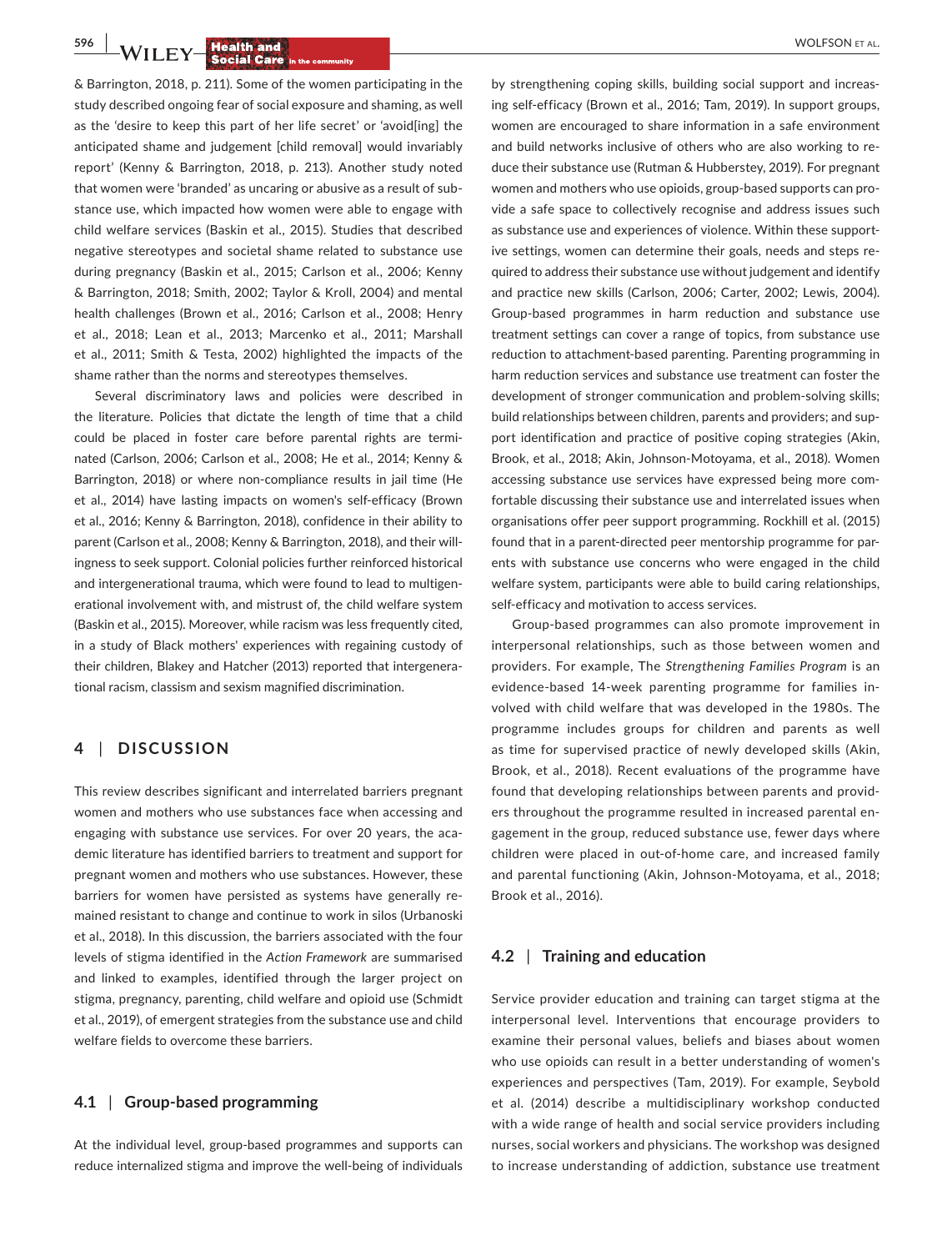& Barrington, 2018, p. 211). Some of the women participating in the study described ongoing fear of social exposure and shaming, as well as the 'desire to keep this part of her life secret' or 'avoid[ing] the anticipated shame and judgement [child removal] would invariably report' (Kenny & Barrington, 2018, p. 213). Another study noted that women were 'branded' as uncaring or abusive as a result of substance use, which impacted how women were able to engage with child welfare services (Baskin et al., 2015). Studies that described negative stereotypes and societal shame related to substance use during pregnancy (Baskin et al., 2015; Carlson et al., 2006; Kenny & Barrington, 2018; Smith, 2002; Taylor & Kroll, 2004) and mental health challenges (Brown et al., 2016; Carlson et al., 2008; Henry et al., 2018; Lean et al., 2013; Marcenko et al., 2011; Marshall et al., 2011; Smith & Testa, 2002) highlighted the impacts of the shame rather than the norms and stereotypes themselves.

Several discriminatory laws and policies were described in the literature. Policies that dictate the length of time that a child could be placed in foster care before parental rights are terminated (Carlson, 2006; Carlson et al., 2008; He et al., 2014; Kenny & Barrington, 2018) or where non-compliance results in jail time (He et al., 2014) have lasting impacts on women's self-efficacy (Brown et al., 2016; Kenny & Barrington, 2018), confidence in their ability to parent (Carlson et al., 2008; Kenny & Barrington, 2018), and their willingness to seek support. Colonial policies further reinforced historical and intergenerational trauma, which were found to lead to multigenerational involvement with, and mistrust of, the child welfare system (Baskin et al., 2015). Moreover, while racism was less frequently cited, in a study of Black mothers' experiences with regaining custody of their children, Blakey and Hatcher (2013) reported that intergenerational racism, classism and sexism magnified discrimination.

## 4 | DISCUSSION

This review describes significant and interrelated barriers pregnant women and mothers who use substances face when accessing and engaging with substance use services. For over 20 years, the academic literature has identified barriers to treatment and support for pregnant women and mothers who use substances. However, these barriers for women have persisted as systems have generally remained resistant to change and continue to work in silos (Urbanoski et al., 2018). In this discussion, the barriers associated with the four levels of stigma identified in the *Action Framework* are summarised and linked to examples, identified through the larger project on stigma, pregnancy, parenting, child welfare and opioid use (Schmidt et al., 2019), of emergent strategies from the substance use and child welfare fields to overcome these barriers.

### 4.1 | Group-based programming

At the individual level, group-based programmes and supports can reduce internalized stigma and improve the well-being of individuals by strengthening coping skills, building social support and increasing self-efficacy (Brown et al., 2016; Tam, 2019). In support groups, women are encouraged to share information in a safe environment and build networks inclusive of others who are also working to reduce their substance use (Rutman & Hubberstey, 2019). For pregnant women and mothers who use opioids, group-based supports can provide a safe space to collectively recognise and address issues such as substance use and experiences of violence. Within these supportive settings, women can determine their goals, needs and steps required to address their substance use without judgement and identify and practice new skills (Carlson, 2006; Carter, 2002; Lewis, 2004). Group-based programmes in harm reduction and substance use treatment settings can cover a range of topics, from substance use reduction to attachment-based parenting. Parenting programming in harm reduction services and substance use treatment can foster the development of stronger communication and problem-solving skills; build relationships between children, parents and providers; and support identification and practice of positive coping strategies (Akin, Brook, et al., 2018; Akin, Johnson-Motoyama, et al., 2018). Women accessing substance use services have expressed being more comfortable discussing their substance use and interrelated issues when organisations offer peer support programming. Rockhill et al. (2015) found that in a parent-directed peer mentorship programme for parents with substance use concerns who were engaged in the child welfare system, participants were able to build caring relationships, self-efficacy and motivation to access services.

Group-based programmes can also promote improvement in interpersonal relationships, such as those between women and providers. For example, The *Strengthening Families Program* is an evidence-based 14-week parenting programme for families involved with child welfare that was developed in the 1980s. The programme includes groups for children and parents as well as time for supervised practice of newly developed skills (Akin, Brook, et al., 2018). Recent evaluations of the programme have found that developing relationships between parents and providers throughout the programme resulted in increased parental engagement in the group, reduced substance use, fewer days where children were placed in out-of-home care, and increased family and parental functioning (Akin, Johnson-Motoyama, et al., 2018; Brook et al., 2016).

### 4.2 | Training and education

Service provider education and training can target stigma at the interpersonal level. Interventions that encourage providers to examine their personal values, beliefs and biases about women who use opioids can result in a better understanding of women's experiences and perspectives (Tam, 2019). For example, Seybold et al. (2014) describe a multidisciplinary workshop conducted with a wide range of health and social service providers including nurses, social workers and physicians. The workshop was designed to increase understanding of addiction, substance use treatment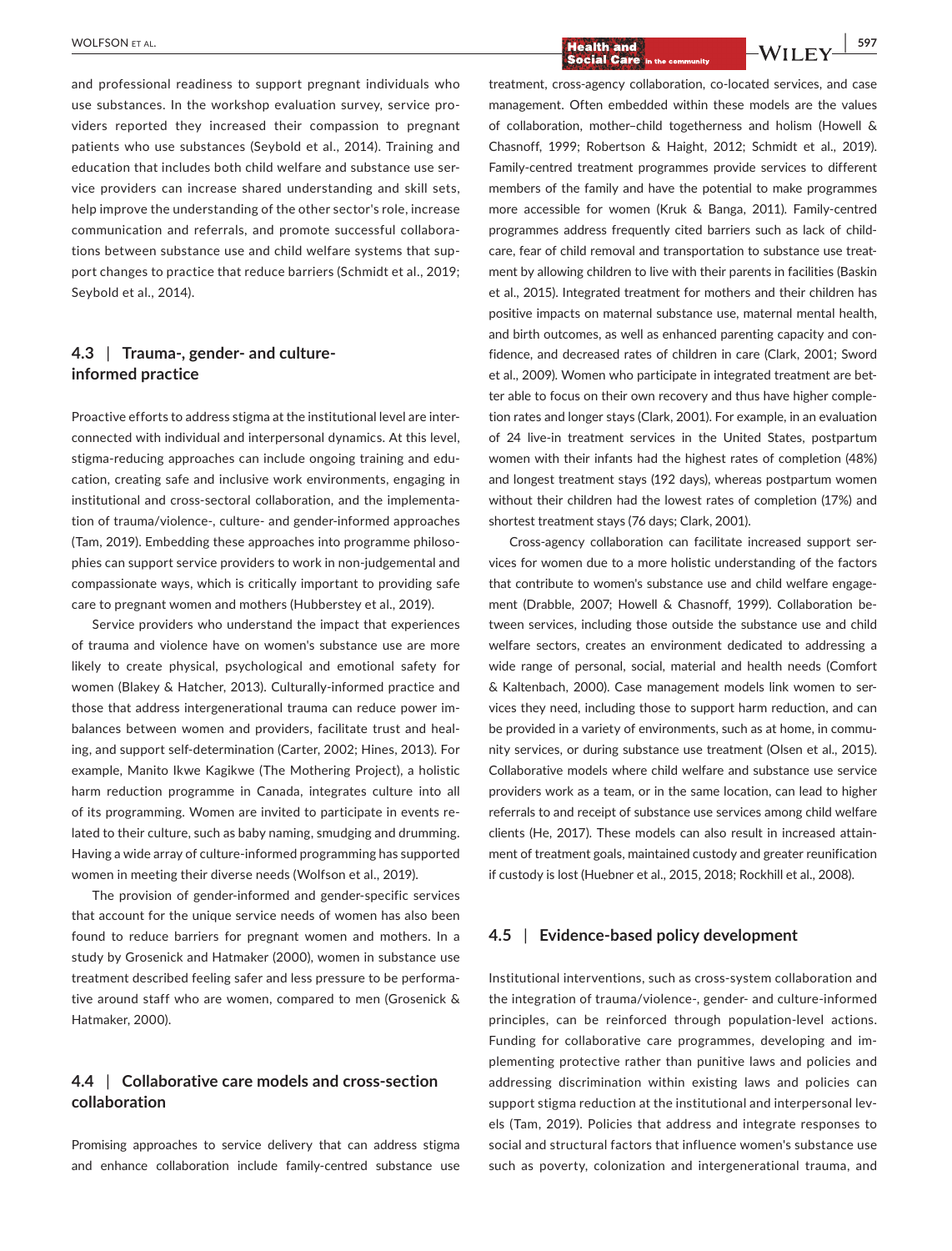and professional readiness to support pregnant individuals who use substances. In the workshop evaluation survey, service providers reported they increased their compassion to pregnant patients who use substances (Seybold et al., 2014). Training and education that includes both child welfare and substance use service providers can increase shared understanding and skill sets, help improve the understanding of the other sector's role, increase communication and referrals, and promote successful collaborations between substance use and child welfare systems that support changes to practice that reduce barriers (Schmidt et al., 2019; Seybold et al., 2014).

### 4.3 | Trauma-, gender- and culture-informed practice

Proactive efforts to address stigma at the institutional level are interconnected with individual and interpersonal dynamics. At this level, stigma-reducing approaches can include ongoing training and education, creating safe and inclusive work environments, engaging in institutional and cross-sectoral collaboration, and the implementation of trauma/violence-, culture- and gender-informed approaches (Tam, 2019). Embedding these approaches into programme philosophies can support service providers to work in non-judgemental and compassionate ways, which is critically important to providing safe care to pregnant women and mothers (Hubberstey et al., 2019).

Service providers who understand the impact that experiences of trauma and violence have on women's substance use are more likely to create physical, psychological and emotional safety for women (Blakey & Hatcher, 2013). Culturally-informed practice and those that address intergenerational trauma can reduce power imbalances between women and providers, facilitate trust and healing, and support self-determination (Carter, 2002; Hines, 2013). For example, Manito Ikwe Kagikwe (The Mothering Project), a holistic harm reduction programme in Canada, integrates culture into all of its programming. Women are invited to participate in events related to their culture, such as baby naming, smudging and drumming. Having a wide array of culture-informed programming has supported women in meeting their diverse needs (Wolfson et al., 2019).

The provision of gender-informed and gender-specific services that account for the unique service needs of women has also been found to reduce barriers for pregnant women and mothers. In a study by Grosenick and Hatmaker (2000), women in substance use treatment described feeling safer and less pressure to be performative around staff who are women, compared to men (Grosenick & Hatmaker, 2000).

### 4.4 | Collaborative care models and cross-section collaboration

Promising approaches to service delivery that can address stigma and enhance collaboration include family-centred substance use treatment, cross-agency collaboration, co-located services, and case management. Often embedded within these models are the values of collaboration, mother–child togetherness and holism (Howell & Chasnoff, 1999; Robertson & Haight, 2012; Schmidt et al., 2019). Family-centred treatment programmes provide services to different members of the family and have the potential to make programmes more accessible for women (Kruk & Banga, 2011). Family-centred programmes address frequently cited barriers such as lack of childcare, fear of child removal and transportation to substance use treatment by allowing children to live with their parents in facilities (Baskin et al., 2015). Integrated treatment for mothers and their children has positive impacts on maternal substance use, maternal mental health, and birth outcomes, as well as enhanced parenting capacity and confidence, and decreased rates of children in care (Clark, 2001; Sword et al., 2009). Women who participate in integrated treatment are better able to focus on their own recovery and thus have higher completion rates and longer stays (Clark, 2001). For example, in an evaluation of 24 live-in treatment services in the United States, postpartum women with their infants had the highest rates of completion (48%) and longest treatment stays (192 days), whereas postpartum women without their children had the lowest rates of completion (17%) and shortest treatment stays (76 days; Clark, 2001).

Cross-agency collaboration can facilitate increased support services for women due to a more holistic understanding of the factors that contribute to women's substance use and child welfare engagement (Drabble, 2007; Howell & Chasnoff, 1999). Collaboration between services, including those outside the substance use and child welfare sectors, creates an environment dedicated to addressing a wide range of personal, social, material and health needs (Comfort & Kaltenbach, 2000). Case management models link women to services they need, including those to support harm reduction, and can be provided in a variety of environments, such as at home, in community services, or during substance use treatment (Olsen et al., 2015). Collaborative models where child welfare and substance use service providers work as a team, or in the same location, can lead to higher referrals to and receipt of substance use services among child welfare clients (He, 2017). These models can also result in increased attainment of treatment goals, maintained custody and greater reunification if custody is lost (Huebner et al., 2015, 2018; Rockhill et al., 2008).

### 4.5 | Evidence-based policy development

Institutional interventions, such as cross-system collaboration and the integration of trauma/violence-, gender- and culture-informed principles, can be reinforced through population-level actions. Funding for collaborative care programmes, developing and implementing protective rather than punitive laws and policies and addressing discrimination within existing laws and policies can support stigma reduction at the institutional and interpersonal levels (Tam, 2019). Policies that address and integrate responses to social and structural factors that influence women's substance use such as poverty, colonization and intergenerational trauma, and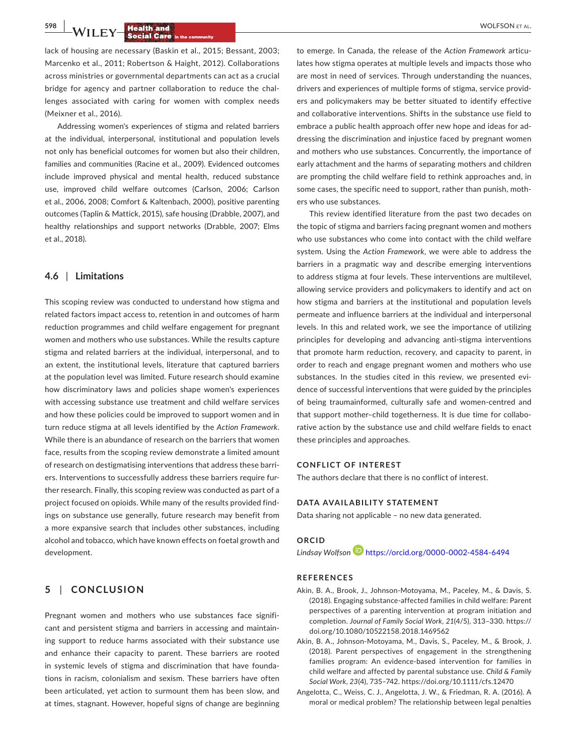lack of housing are necessary (Baskin et al., 2015; Bessant, 2003; Marcenko et al., 2011; Robertson & Haight, 2012). Collaborations across ministries or governmental departments can act as a crucial bridge for agency and partner collaboration to reduce the challenges associated with caring for women with complex needs (Meixner et al., 2016).

Addressing women's experiences of stigma and related barriers at the individual, interpersonal, institutional and population levels not only has beneficial outcomes for women but also their children, families and communities (Racine et al., 2009). Evidenced outcomes include improved physical and mental health, reduced substance use, improved child welfare outcomes (Carlson, 2006; Carlson et al., 2006, 2008; Comfort & Kaltenbach, 2000), positive parenting outcomes (Taplin & Mattick, 2015), safe housing (Drabble, 2007), and healthy relationships and support networks (Drabble, 2007; Elms et al., 2018).

### 4.6 | Limitations

This scoping review was conducted to understand how stigma and related factors impact access to, retention in and outcomes of harm reduction programmes and child welfare engagement for pregnant women and mothers who use substances. While the results capture stigma and related barriers at the individual, interpersonal, and to an extent, the institutional levels, literature that captured barriers at the population level was limited. Future research should examine how discriminatory laws and policies shape women's experiences with accessing substance use treatment and child welfare services and how these policies could be improved to support women and in turn reduce stigma at all levels identified by the *Action Framework*. While there is an abundance of research on the barriers that women face, results from the scoping review demonstrate a limited amount of research on destigmatising interventions that address these barriers. Interventions to successfully address these barriers require further research. Finally, this scoping review was conducted as part of a project focused on opioids. While many of the results provided findings on substance use generally, future research may benefit from a more expansive search that includes other substances, including alcohol and tobacco, which have known effects on foetal growth and development.

## 5 | CONCLUSION

Pregnant women and mothers who use substances face significant and persistent stigma and barriers in accessing and maintaining support to reduce harms associated with their substance use and enhance their capacity to parent. These barriers are rooted in systemic levels of stigma and discrimination that have foundations in racism, colonialism and sexism. These barriers have often been articulated, yet action to surmount them has been slow, and at times, stagnant. However, hopeful signs of change are beginning to emerge. In Canada, the release of the *Action Framework* articulates how stigma operates at multiple levels and impacts those who are most in need of services. Through understanding the nuances, drivers and experiences of multiple forms of stigma, service providers and policymakers may be better situated to identify effective and collaborative interventions. Shifts in the substance use field to embrace a public health approach offer new hope and ideas for addressing the discrimination and injustice faced by pregnant women and mothers who use substances. Concurrently, the importance of early attachment and the harms of separating mothers and children are prompting the child welfare field to rethink approaches and, in some cases, the specific need to support, rather than punish, mothers who use substances.

This review identified literature from the past two decades on the topic of stigma and barriers facing pregnant women and mothers who use substances who come into contact with the child welfare system. Using the *Action Framework*, we were able to address the barriers in a pragmatic way and describe emerging interventions to address stigma at four levels. These interventions are multilevel, allowing service providers and policymakers to identify and act on how stigma and barriers at the institutional and population levels permeate and influence barriers at the individual and interpersonal levels. In this and related work, we see the importance of utilizing principles for developing and advancing anti-stigma interventions that promote harm reduction, recovery, and capacity to parent, in order to reach and engage pregnant women and mothers who use substances. In the studies cited in this review, we presented evidence of successful interventions that were guided by the principles of being traumainformed, culturally safe and women-centred and that support mother–child togetherness. It is due time for collaborative action by the substance use and child welfare fields to enact these principles and approaches.

## CONFLICT OF INTEREST

The authors declare that there is no conflict of interest.

## DATA AVAILABILITY STATEMENT

Data sharing not applicable – no new data generated.

## ORCID

*Lindsay Wolfson* https://orcid.org/0000-0002-4584-6494

## REFERENCES

Akin, B. A., Brook, J., Johnson-Motoyama, M., Paceley, M., & Davis, S. (2018). Engaging substance-affected families in child welfare: Parent perspectives of a parenting intervention at program initiation and completion. *Journal of Family Social Work*, *21*(4/5), 313–330. https://doi.org/10.1080/10522158.2018.1469562

Akin, B. A., Johnson-Motoyama, M., Davis, S., Paceley, M., & Brook, J. (2018). Parent perspectives of engagement in the strengthening families program: An evidence-based intervention for families in child welfare and affected by parental substance use. *Child & Family Social Work*, *23*(4), 735–742. https://doi.org/10.1111/cfs.12470

Angelotta, C., Weiss, C. J., Angelotta, J. W., & Friedman, R. A. (2016). A moral or medical problem? The relationship between legal penalties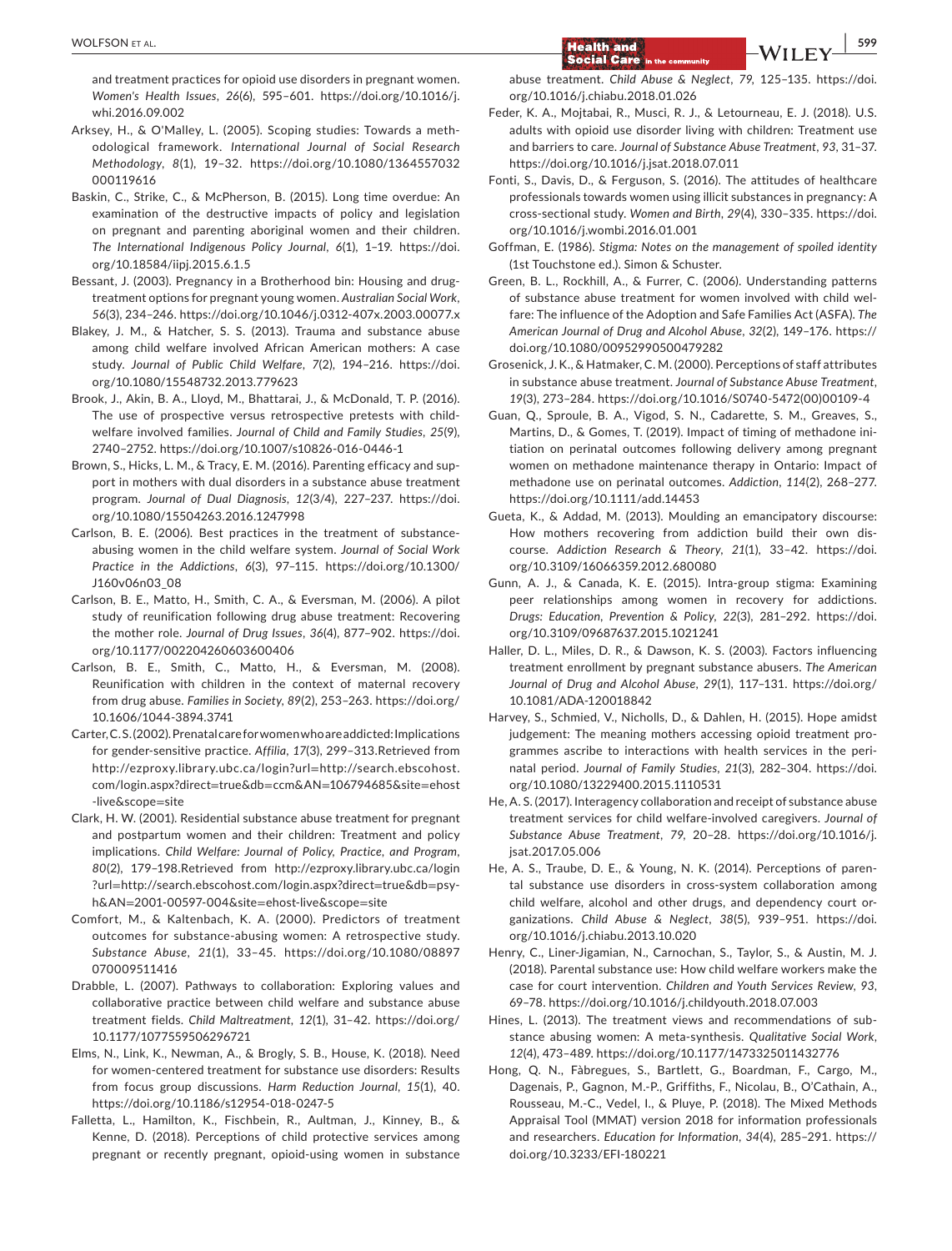and treatment practices for opioid use disorders in pregnant women. *Women's Health Issues*, *26*(6), 595–601. https://doi.org/10.1016/j.whi.2016.09.002

Arksey, H., & O'Malley, L. (2005). Scoping studies: Towards a methodological framework. *International Journal of Social Research Methodology*, *8*(1), 19–32. https://doi.org/10.1080/1364557032000119616

Baskin, C., Strike, C., & McPherson, B. (2015). Long time overdue: An examination of the destructive impacts of policy and legislation on pregnant and parenting aboriginal women and their children. *The International Indigenous Policy Journal*, *6*(1), 1–19. https://doi.org/10.18584/iipj.2015.6.1.5

Bessant, J. (2003). Pregnancy in a Brotherhood bin: Housing and drug-treatment options for pregnant young women. *Australian Social Work*, *56*(3), 234–246. https://doi.org/10.1046/j.0312-407x.2003.00077.x

Blakey, J. M., & Hatcher, S. S. (2013). Trauma and substance abuse among child welfare involved African American mothers: A case study. *Journal of Public Child Welfare*, *7*(2), 194–216. https://doi.org/10.1080/15548732.2013.779623

Brook, J., Akin, B. A., Lloyd, M., Bhattarai, J., & McDonald, T. P. (2016). The use of prospective versus retrospective pretests with child-welfare involved families. *Journal of Child and Family Studies*, *25*(9), 2740–2752. https://doi.org/10.1007/s10826-016-0446-1

Brown, S., Hicks, L. M., & Tracy, E. M. (2016). Parenting efficacy and support in mothers with dual disorders in a substance abuse treatment program. *Journal of Dual Diagnosis*, *12*(3/4), 227–237. https://doi.org/10.1080/15504263.2016.1247998

Carlson, B. E. (2006). Best practices in the treatment of substance-abusing women in the child welfare system. *Journal of Social Work Practice in the Addictions*, *6*(3), 97–115. https://doi.org/10.1300/J160v06n03_08

Carlson, B. E., Matto, H., Smith, C. A., & Eversman, M. (2006). A pilot study of reunification following drug abuse treatment: Recovering the mother role. *Journal of Drug Issues*, *36*(4), 877–902. https://doi.org/10.1177/002204260603600406

Carlson, B. E., Smith, C., Matto, H., & Eversman, M. (2008). Reunification with children in the context of maternal recovery from drug abuse. *Families in Society*, *89*(2), 253–263. https://doi.org/10.1606/1044-3894.3741

Carter, C. S. (2002). Prenatal care for women who are addicted: Implications for gender-sensitive practice. *Affilia*, *17*(3), 299–313. Retrieved from http://ezproxy.library.ubc.ca/login?url=http://search.ebscohost.com/login.aspx?direct=true&db=ccm&AN=106794685&site=ehost-live&scope=site

Clark, H. W. (2001). Residential substance abuse treatment for pregnant and postpartum women and their children: Treatment and policy implications. *Child Welfare: Journal of Policy, Practice, and Program*, *80*(2), 179–198. Retrieved from http://ezproxy.library.ubc.ca/login?url=http://search.ebscohost.com/login.aspx?direct=true&db=psyh&AN=2001-00597-004&site=ehost-live&scope=site

Comfort, M., & Kaltenbach, K. A. (2000). Predictors of treatment outcomes for substance-abusing women: A retrospective study. *Substance Abuse*, *21*(1), 33–45. https://doi.org/10.1080/08897070009511416

Drabble, L. (2007). Pathways to collaboration: Exploring values and collaborative practice between child welfare and substance abuse treatment fields. *Child Maltreatment*, *12*(1), 31–42. https://doi.org/10.1177/1077559506296721

Elms, N., Link, K., Newman, A., & Brogly, S. B., House, K. (2018). Need for women-centered treatment for substance use disorders: Results from focus group discussions. *Harm Reduction Journal*, *15*(1), 40. https://doi.org/10.1186/s12954-018-0247-5

Falletta, L., Hamilton, K., Fischbein, R., Aultman, J., Kinney, B., & Kenne, D. (2018). Perceptions of child protective services among pregnant or recently pregnant, opioid-using women in substance abuse treatment. *Child Abuse & Neglect*, *79*, 125–135. https://doi.org/10.1016/j.chiabu.2018.01.026

Feder, K. A., Mojtabai, R., Musci, R. J., & Letourneau, E. J. (2018). U.S. adults with opioid use disorder living with children: Treatment use and barriers to care. *Journal of Substance Abuse Treatment*, *93*, 31–37. https://doi.org/10.1016/j.jsat.2018.07.011

Fonti, S., Davis, D., & Ferguson, S. (2016). The attitudes of healthcare professionals towards women using illicit substances in pregnancy: A cross-sectional study. *Women and Birth*, *29*(4), 330–335. https://doi.org/10.1016/j.wombi.2016.01.001

Goffman, E. (1986). *Stigma: Notes on the management of spoiled identity* (1st Touchstone ed.). Simon & Schuster.

Green, B. L., Rockhill, A., & Furrer, C. (2006). Understanding patterns of substance abuse treatment for women involved with child welfare: The influence of the Adoption and Safe Families Act (ASFA). *The American Journal of Drug and Alcohol Abuse*, *32*(2), 149–176. https://doi.org/10.1080/00952990500479282

Grosenick, J. K., & Hatmaker, C. M. (2000). Perceptions of staff attributes in substance abuse treatment. *Journal of Substance Abuse Treatment*, *19*(3), 273–284. https://doi.org/10.1016/S0740-5472(00)00109-4

Guan, Q., Sproule, B. A., Vigod, S. N., Cadarette, S. M., Greaves, S., Martins, D., & Gomes, T. (2019). Impact of timing of methadone initiation on perinatal outcomes following delivery among pregnant women on methadone maintenance therapy in Ontario: Impact of methadone use on perinatal outcomes. *Addiction*, *114*(2), 268–277. https://doi.org/10.1111/add.14453

Gueta, K., & Addad, M. (2013). Moulding an emancipatory discourse: How mothers recovering from addiction build their own discourse. *Addiction Research & Theory*, *21*(1), 33–42. https://doi.org/10.3109/16066359.2012.680080

Gunn, A. J., & Canada, K. E. (2015). Intra-group stigma: Examining peer relationships among women in recovery for addictions. *Drugs: Education, Prevention & Policy*, *22*(3), 281–292. https://doi.org/10.3109/09687637.2015.1021241

Haller, D. L., Miles, D. R., & Dawson, K. S. (2003). Factors influencing treatment enrollment by pregnant substance abusers. *The American Journal of Drug and Alcohol Abuse*, *29*(1), 117–131. https://doi.org/10.1081/ADA-120018842

Harvey, S., Schmied, V., Nicholls, D., & Dahlen, H. (2015). Hope amidst judgement: The meaning mothers accessing opioid treatment programmes ascribe to interactions with health services in the perinatal period. *Journal of Family Studies*, *21*(3), 282–304. https://doi.org/10.1080/13229400.2015.1110531

He, A. S. (2017). Interagency collaboration and receipt of substance abuse treatment services for child welfare-involved caregivers. *Journal of Substance Abuse Treatment*, *79*, 20–28. https://doi.org/10.1016/j.jsat.2017.05.006

He, A. S., Traube, D. E., & Young, N. K. (2014). Perceptions of parental substance use disorders in cross-system collaboration among child welfare, alcohol and other drugs, and dependency court organizations. *Child Abuse & Neglect*, *38*(5), 939–951. https://doi.org/10.1016/j.chiabu.2013.10.020

Henry, C., Liner-Jigamian, N., Carnochan, S., Taylor, S., & Austin, M. J. (2018). Parental substance use: How child welfare workers make the case for court intervention. *Children and Youth Services Review*, *93*, 69–78. https://doi.org/10.1016/j.childyouth.2018.07.003

Hines, L. (2013). The treatment views and recommendations of substance abusing women: A meta-synthesis. *Qualitative Social Work*, *12*(4), 473–489. https://doi.org/10.1177/1473325011432776

Hong, Q. N., Fàbregues, S., Bartlett, G., Boardman, F., Cargo, M., Dagenais, P., Gagnon, M.-P., Griffiths, F., Nicolau, B., O'Cathain, A., Rousseau, M.-C., Vedel, I., & Pluye, P. (2018). The Mixed Methods Appraisal Tool (MMAT) version 2018 for information professionals and researchers. *Education for Information*, *34*(4), 285–291. https://doi.org/10.3233/EFI-180221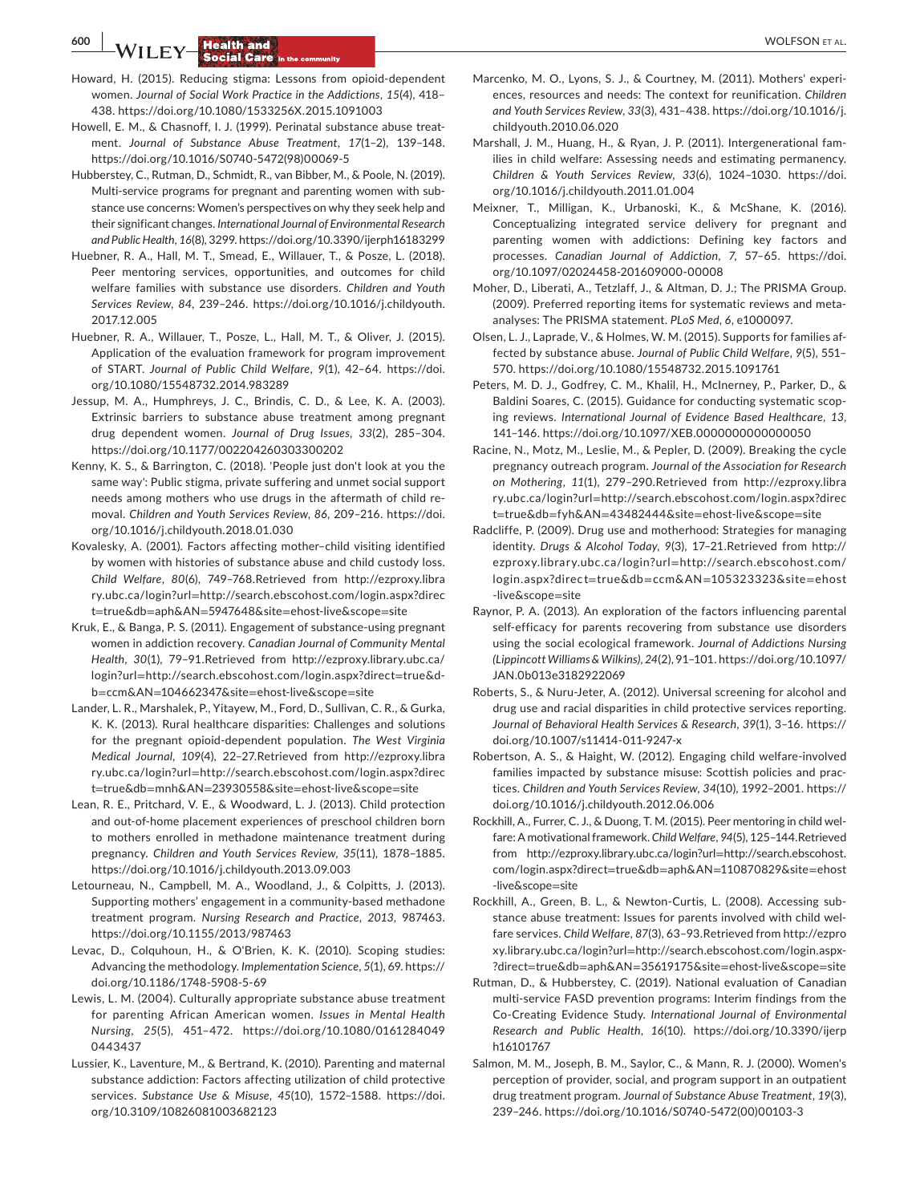Howard, H. (2015). Reducing stigma: Lessons from opioid-dependent women. *Journal of Social Work Practice in the Addictions*, *15*(4), 418–438. https://doi.org/10.1080/1533256X.2015.1091003

Howell, E. M., & Chasnoff, I. J. (1999). Perinatal substance abuse treatment. *Journal of Substance Abuse Treatment*, *17*(1–2), 139–148. https://doi.org/10.1016/S0740-5472(98)00069-5

Hubberstey, C., Rutman, D., Schmidt, R., van Bibber, M., & Poole, N. (2019). Multi-service programs for pregnant and parenting women with substance use concerns: Women's perspectives on why they seek help and their significant changes. *International Journal of Environmental Research and Public Health*, *16*(8), 3299. https://doi.org/10.3390/ijerph16183299

Huebner, R. A., Hall, M. T., Smead, E., Willauer, T., & Posze, L. (2018). Peer mentoring services, opportunities, and outcomes for child welfare families with substance use disorders. *Children and Youth Services Review*, *84*, 239–246. https://doi.org/10.1016/j.childyouth.2017.12.005

Huebner, R. A., Willauer, T., Posze, L., Hall, M. T., & Oliver, J. (2015). Application of the evaluation framework for program improvement of START. *Journal of Public Child Welfare*, *9*(1), 42–64. https://doi.org/10.1080/15548732.2014.983289

Jessup, M. A., Humphreys, J. C., Brindis, C. D., & Lee, K. A. (2003). Extrinsic barriers to substance abuse treatment among pregnant drug dependent women. *Journal of Drug Issues*, *33*(2), 285–304. https://doi.org/10.1177/002204260303300202

Kenny, K. S., & Barrington, C. (2018). 'People just don't look at you the same way': Public stigma, private suffering and unmet social support needs among mothers who use drugs in the aftermath of child removal. *Children and Youth Services Review*, *86*, 209–216. https://doi.org/10.1016/j.childyouth.2018.01.030

Kovalesky, A. (2001). Factors affecting mother–child visiting identified by women with histories of substance abuse and child custody loss. *Child Welfare*, *80*(6), 749–768.Retrieved from http://ezproxy.library.ubc.ca/login?url=http://search.ebscohost.com/login.aspx?direct=true&db=aph&AN=5947648&site=ehost-live&scope=site

Kruk, E., & Banga, P. S. (2011). Engagement of substance-using pregnant women in addiction recovery. *Canadian Journal of Community Mental Health*, *30*(1), 79–91.Retrieved from http://ezproxy.library.ubc.ca/login?url=http://search.ebscohost.com/login.aspx?direct=true&db=ccm&AN=104662347&site=ehost-live&scope=site

Lander, L. R., Marshalek, P., Yitayew, M., Ford, D., Sullivan, C. R., & Gurka, K. K. (2013). Rural healthcare disparities: Challenges and solutions for the pregnant opioid-dependent population. *The West Virginia Medical Journal*, *109*(4), 22–27.Retrieved from http://ezproxy.library.ubc.ca/login?url=http://search.ebscohost.com/login.aspx?direct=true&db=mnh&AN=23930558&site=ehost-live&scope=site

Lean, R. E., Pritchard, V. E., & Woodward, L. J. (2013). Child protection and out-of-home placement experiences of preschool children born to mothers enrolled in methadone maintenance treatment during pregnancy. *Children and Youth Services Review*, *35*(11), 1878–1885. https://doi.org/10.1016/j.childyouth.2013.09.003

Letourneau, N., Campbell, M. A., Woodland, J., & Colpitts, J. (2013). Supporting mothers' engagement in a community-based methadone treatment program. *Nursing Research and Practice*, *2013*, 987463. https://doi.org/10.1155/2013/987463

Levac, D., Colquhoun, H., & O'Brien, K. K. (2010). Scoping studies: Advancing the methodology. *Implementation Science*, *5*(1), 69. https://doi.org/10.1186/1748-5908-5-69

Lewis, L. M. (2004). Culturally appropriate substance abuse treatment for parenting African American women. *Issues in Mental Health Nursing*, *25*(5), 451–472. https://doi.org/10.1080/01612840490443437

Lussier, K., Laventure, M., & Bertrand, K. (2010). Parenting and maternal substance addiction: Factors affecting utilization of child protective services. *Substance Use & Misuse*, *45*(10), 1572–1588. https://doi.org/10.3109/10826081003682123

Marcenko, M. O., Lyons, S. J., & Courtney, M. (2011). Mothers' experiences, resources and needs: The context for reunification. *Children and Youth Services Review*, *33*(3), 431–438. https://doi.org/10.1016/j.childyouth.2010.06.020

Marshall, J. M., Huang, H., & Ryan, J. P. (2011). Intergenerational families in child welfare: Assessing needs and estimating permanency. *Children & Youth Services Review*, *33*(6), 1024–1030. https://doi.org/10.1016/j.childyouth.2011.01.004

Meixner, T., Milligan, K., Urbanoski, K., & McShane, K. (2016). Conceptualizing integrated service delivery for pregnant and parenting women with addictions: Defining key factors and processes. *Canadian Journal of Addiction*, *7*, 57–65. https://doi.org/10.1097/02024458-201609000-00008

Moher, D., Liberati, A., Tetzlaff, J., & Altman, D. J.; The PRISMA Group. (2009). Preferred reporting items for systematic reviews and meta-analyses: The PRISMA statement. *PLoS Med*, *6*, e1000097.

Olsen, L. J., Laprade, V., & Holmes, W. M. (2015). Supports for families affected by substance abuse. *Journal of Public Child Welfare*, *9*(5), 551–570. https://doi.org/10.1080/15548732.2015.1091761

Peters, M. D. J., Godfrey, C. M., Khalil, H., McInerney, P., Parker, D., & Baldini Soares, C. (2015). Guidance for conducting systematic scoping reviews. *International Journal of Evidence Based Healthcare*, *13*, 141–146. https://doi.org/10.1097/XEB.0000000000000050

Racine, N., Motz, M., Leslie, M., & Pepler, D. (2009). Breaking the cycle pregnancy outreach program. *Journal of the Association for Research on Mothering*, *11*(1), 279–290.Retrieved from http://ezproxy.library.ubc.ca/login?url=http://search.ebscohost.com/login.aspx?direct=true&db=fyh&AN=43482444&site=ehost-live&scope=site

Radcliffe, P. (2009). Drug use and motherhood: Strategies for managing identity. *Drugs & Alcohol Today*, *9*(3), 17–21.Retrieved from http://ezproxy.library.ubc.ca/login?url=http://search.ebscohost.com/login.aspx?direct=true&db=ccm&AN=105323323&site=ehost-live&scope=site

Raynor, P. A. (2013). An exploration of the factors influencing parental self-efficacy for parents recovering from substance use disorders using the social ecological framework. *Journal of Addictions Nursing (Lippincott Williams & Wilkins)*, *24*(2), 91–101. https://doi.org/10.1097/JAN.0b013e3182922069

Roberts, S., & Nuru-Jeter, A. (2012). Universal screening for alcohol and drug use and racial disparities in child protective services reporting. *Journal of Behavioral Health Services & Research*, *39*(1), 3–16. https://doi.org/10.1007/s11414-011-9247-x

Robertson, A. S., & Haight, W. (2012). Engaging child welfare-involved families impacted by substance misuse: Scottish policies and practices. *Children and Youth Services Review*, *34*(10), 1992–2001. https://doi.org/10.1016/j.childyouth.2012.06.006

Rockhill, A., Furrer, C. J., & Duong, T. M. (2015). Peer mentoring in child welfare: A motivational framework. *Child Welfare*, *94*(5), 125–144.Retrieved from http://ezproxy.library.ubc.ca/login?url=http://search.ebscohost.com/login.aspx?direct=true&db=aph&AN=110870829&site=ehost-live&scope=site

Rockhill, A., Green, B. L., & Newton-Curtis, L. (2008). Accessing substance abuse treatment: Issues for parents involved with child welfare services. *Child Welfare*, *87*(3), 63–93.Retrieved from http://ezproxy.library.ubc.ca/login?url=http://search.ebscohost.com/login.aspx?direct=true&db=aph&AN=35619175&site=ehost-live&scope=site

Rutman, D., & Hubberstey, C. (2019). National evaluation of Canadian multi-service FASD prevention programs: Interim findings from the Co-Creating Evidence Study. *International Journal of Environmental Research and Public Health*, *16*(10). https://doi.org/10.3390/ijerph16101767

Salmon, M. M., Joseph, B. M., Saylor, C., & Mann, R. J. (2000). Women's perception of provider, social, and program support in an outpatient drug treatment program. *Journal of Substance Abuse Treatment*, *19*(3), 239–246. https://doi.org/10.1016/S0740-5472(00)00103-3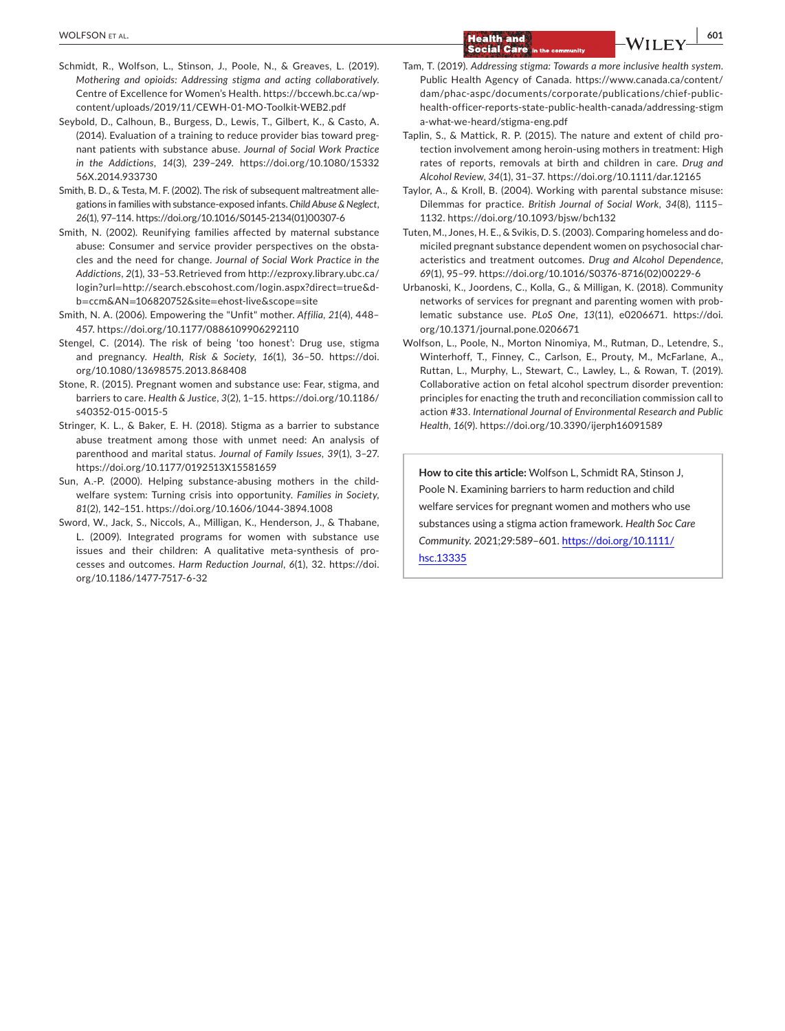Schmidt, R., Wolfson, L., Stinson, J., Poole, N., & Greaves, L. (2019). *Mothering and opioids: Addressing stigma and acting collaboratively*. Centre of Excellence for Women's Health. https://bccewh.bc.ca/wp-content/uploads/2019/11/CEWH-01-MO-Toolkit-WEB2.pdf

Seybold, D., Calhoun, B., Burgess, D., Lewis, T., Gilbert, K., & Casto, A. (2014). Evaluation of a training to reduce provider bias toward pregnant patients with substance abuse. *Journal of Social Work Practice in the Addictions*, *14*(3), 239–249. https://doi.org/10.1080/1533256X.2014.933730

Smith, B. D., & Testa, M. F. (2002). The risk of subsequent maltreatment allegations in families with substance-exposed infants. *Child Abuse & Neglect*, *26*(1), 97–114. https://doi.org/10.1016/S0145-2134(01)00307-6

Smith, N. (2002). Reunifying families affected by maternal substance abuse: Consumer and service provider perspectives on the obstacles and the need for change. *Journal of Social Work Practice in the Addictions*, *2*(1), 33–53.Retrieved from http://ezproxy.library.ubc.ca/login?url=http://search.ebscohost.com/login.aspx?direct=true&db=ccm&AN=106820752&site=ehost-live&scope=site

Smith, N. A. (2006). Empowering the "Unfit" mother. *Affilia*, *21*(4), 448–457. https://doi.org/10.1177/0886109906292110

Stengel, C. (2014). The risk of being 'too honest': Drug use, stigma and pregnancy. *Health, Risk & Society*, *16*(1), 36–50. https://doi.org/10.1080/13698575.2013.868408

Stone, R. (2015). Pregnant women and substance use: Fear, stigma, and barriers to care. *Health & Justice*, *3*(2), 1–15. https://doi.org/10.1186/s40352-015-0015-5

Stringer, K. L., & Baker, E. H. (2018). Stigma as a barrier to substance abuse treatment among those with unmet need: An analysis of parenthood and marital status. *Journal of Family Issues*, *39*(1), 3–27. https://doi.org/10.1177/0192513X15581659

Sun, A.-P. (2000). Helping substance-abusing mothers in the child-welfare system: Turning crisis into opportunity. *Families in Society*, *81*(2), 142–151. https://doi.org/10.1606/1044-3894.1008

Sword, W., Jack, S., Niccols, A., Milligan, K., Henderson, J., & Thabane, L. (2009). Integrated programs for women with substance use issues and their children: A qualitative meta-synthesis of processes and outcomes. *Harm Reduction Journal*, *6*(1), 32. https://doi.org/10.1186/1477-7517-6-32

Tam, T. (2019). *Addressing stigma: Towards a more inclusive health system*. Public Health Agency of Canada. https://www.canada.ca/content/dam/phac-aspc/documents/corporate/publications/chief-public-health-officer-reports-state-public-health-canada/addressing-stigma-what-we-heard/stigma-eng.pdf

Taplin, S., & Mattick, R. P. (2015). The nature and extent of child protection involvement among heroin-using mothers in treatment: High rates of reports, removals at birth and children in care. *Drug and Alcohol Review*, *34*(1), 31–37. https://doi.org/10.1111/dar.12165

Taylor, A., & Kroll, B. (2004). Working with parental substance misuse: Dilemmas for practice. *British Journal of Social Work*, *34*(8), 1115–1132. https://doi.org/10.1093/bjsw/bch132

Tuten, M., Jones, H. E., & Svikis, D. S. (2003). Comparing homeless and domiciled pregnant substance dependent women on psychosocial characteristics and treatment outcomes. *Drug and Alcohol Dependence*, *69*(1), 95–99. https://doi.org/10.1016/S0376-8716(02)00229-6

Urbanoski, K., Joordens, C., Kolla, G., & Milligan, K. (2018). Community networks of services for pregnant and parenting women with problematic substance use. *PLoS One*, *13*(11), e0206671. https://doi.org/10.1371/journal.pone.0206671

Wolfson, L., Poole, N., Morton Ninomiya, M., Rutman, D., Letendre, S., Winterhoff, T., Finney, C., Carlson, E., Prouty, M., McFarlane, A., Ruttan, L., Murphy, L., Stewart, C., Lawley, L., & Rowan, T. (2019). Collaborative action on fetal alcohol spectrum disorder prevention: principles for enacting the truth and reconciliation commission call to action #33. *International Journal of Environmental Research and Public Health*, *16*(9). https://doi.org/10.3390/ijerph16091589

**How to cite this article:** Wolfson L, Schmidt RA, Stinson J, Poole N. Examining barriers to harm reduction and child welfare services for pregnant women and mothers who use substances using a stigma action framework. *Health Soc Care Community*. 2021;29:589–601. https://doi.org/10.1111/hsc.13335